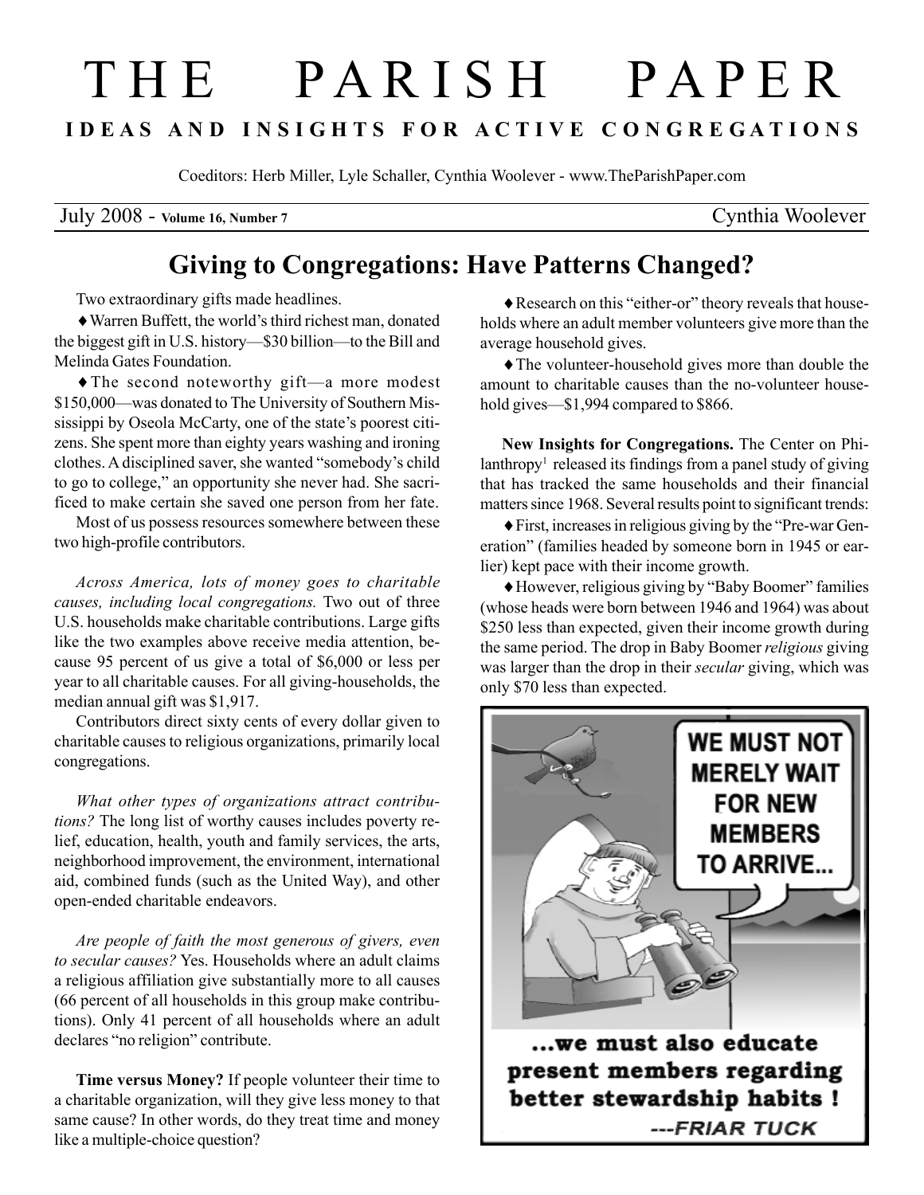# THE PARISH PAPER

**IDEAS AND INSIGHTS FOR ACTIVE CONGREGATIONS**

Coeditors: Herb Miller, Lyle Schaller, Cynthia Woolever - www.TheParishPaper.com

July 2008 - **Volume 16, Number 7** Cynthia Woolever

## Giving to Congregations: Have Patterns Changed?

Two extraordinary gifts made headlines.

♦ Warren Buffett, the world's third richest man, donated the biggest gift in U.S. history—$30 billion—to the Bill and Melinda Gates Foundation.

♦ The second noteworthy gift—a more modest $150,000—was donated to The University of Southern Mississippi by Oseola McCarty, one of the state's poorest citizens. She spent more than eighty years washing and ironing clothes. A disciplined saver, she wanted "somebody's child to go to college," an opportunity she never had. She sacrificed to make certain she saved one person from her fate.

Most of us possess resources somewhere between these two high-profile contributors.

*Across America, lots of money goes to charitable causes, including local congregations.* Two out of three U.S. households make charitable contributions. Large gifts like the two examples above receive media attention, because 95 percent of us give a total of $6,000 or less per year to all charitable causes. For all giving-households, the median annual gift was $1,917.

Contributors direct sixty cents of every dollar given to charitable causes to religious organizations, primarily local congregations.

*What other types of organizations attract contributions?* The long list of worthy causes includes poverty relief, education, health, youth and family services, the arts, neighborhood improvement, the environment, international aid, combined funds (such as the United Way), and other open-ended charitable endeavors.

*Are people of faith the most generous of givers, even to secular causes?* Yes. Households where an adult claims a religious affiliation give substantially more to all causes (66 percent of all households in this group make contributions). Only 41 percent of all households where an adult declares "no religion" contribute.

**Time versus Money?** If people volunteer their time to a charitable organization, will they give less money to that same cause? In other words, do they treat time and money like a multiple-choice question?

♦ Research on this "either-or" theory reveals that households where an adult member volunteers give more than the average household gives.

♦ The volunteer-household gives more than double the amount to charitable causes than the no-volunteer household gives—$1,994 compared to $866.

**New Insights for Congregations.** The Center on Philanthropy[1] released its findings from a panel study of giving that has tracked the same households and their financial matters since 1968. Several results point to significant trends:

♦ First, increases in religious giving by the "Pre-war Generation" (families headed by someone born in 1945 or earlier) kept pace with their income growth.

♦ However, religious giving by "Baby Boomer" families (whose heads were born between 1946 and 1964) was about $250 less than expected, given their income growth during the same period. The drop in Baby Boomer *religious* giving was larger than the drop in their *secular* giving, which was only $70 less than expected.

WE MUST NOT MERELY WAIT FOR NEW MEMBERS TO ARRIVE...

...we must also educate present members regarding better stewardship habits !

---FRIAR TUCK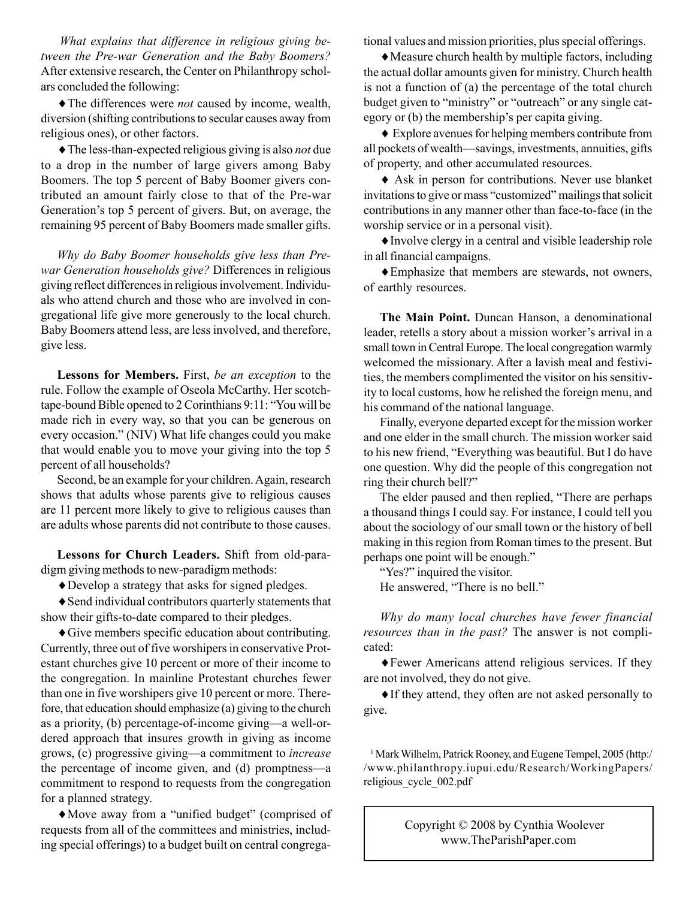*What explains that difference in religious giving between the Pre-war Generation and the Baby Boomers?* After extensive research, the Center on Philanthropy scholars concluded the following:

♦The differences were *not* caused by income, wealth, diversion (shifting contributions to secular causes away from religious ones), or other factors.

♦The less-than-expected religious giving is also *not* due to a drop in the number of large givers among Baby Boomers. The top 5 percent of Baby Boomer givers contributed an amount fairly close to that of the Pre-war Generation's top 5 percent of givers. But, on average, the remaining 95 percent of Baby Boomers made smaller gifts.

*Why do Baby Boomer households give less than Pre-war Generation households give?* Differences in religious giving reflect differences in religious involvement. Individuals who attend church and those who are involved in congregational life give more generously to the local church. Baby Boomers attend less, are less involved, and therefore, give less.

**Lessons for Members.** First, *be an exception* to the rule. Follow the example of Oseola McCarthy. Her scotch-tape-bound Bible opened to 2 Corinthians 9:11: "You will be made rich in every way, so that you can be generous on every occasion." (NIV) What life changes could you make that would enable you to move your giving into the top 5 percent of all households?

Second, be an example for your children. Again, research shows that adults whose parents give to religious causes are 11 percent more likely to give to religious causes than are adults whose parents did not contribute to those causes.

**Lessons for Church Leaders.** Shift from old-paradigm giving methods to new-paradigm methods:

♦Develop a strategy that asks for signed pledges.

♦Send individual contributors quarterly statements that show their gifts-to-date compared to their pledges.

♦Give members specific education about contributing. Currently, three out of five worshipers in conservative Protestant churches give 10 percent or more of their income to the congregation. In mainline Protestant churches fewer than one in five worshipers give 10 percent or more. Therefore, that education should emphasize (a) giving to the church as a priority, (b) percentage-of-income giving—a well-ordered approach that insures growth in giving as income grows, (c) progressive giving—a commitment to *increase* the percentage of income given, and (d) promptness—a commitment to respond to requests from the congregation for a planned strategy.

♦Move away from a "unified budget" (comprised of requests from all of the committees and ministries, including special offerings) to a budget built on central congregational values and mission priorities, plus special offerings.

♦Measure church health by multiple factors, including the actual dollar amounts given for ministry. Church health is not a function of (a) the percentage of the total church budget given to "ministry" or "outreach" or any single category or (b) the membership's per capita giving.

♦ Explore avenues for helping members contribute from all pockets of wealth—savings, investments, annuities, gifts of property, and other accumulated resources.

♦ Ask in person for contributions. Never use blanket invitations to give or mass "customized" mailings that solicit contributions in any manner other than face-to-face (in the worship service or in a personal visit).

♦Involve clergy in a central and visible leadership role in all financial campaigns.

♦Emphasize that members are stewards, not owners, of earthly resources.

**The Main Point.** Duncan Hanson, a denominational leader, retells a story about a mission worker's arrival in a small town in Central Europe. The local congregation warmly welcomed the missionary. After a lavish meal and festivities, the members complimented the visitor on his sensitivity to local customs, how he relished the foreign menu, and his command of the national language.

Finally, everyone departed except for the mission worker and one elder in the small church. The mission worker said to his new friend, "Everything was beautiful. But I do have one question. Why did the people of this congregation not ring their church bell?"

The elder paused and then replied, "There are perhaps a thousand things I could say. For instance, I could tell you about the sociology of our small town or the history of bell making in this region from Roman times to the present. But perhaps one point will be enough."

"Yes?" inquired the visitor.

He answered, "There is no bell."

*Why do many local churches have fewer financial resources than in the past?* The answer is not complicated:

♦Fewer Americans attend religious services. If they are not involved, they do not give.

♦If they attend, they often are not asked personally to give.

[1] Mark Wilhelm, Patrick Rooney, and Eugene Tempel, 2005 (http://www.philanthropy.iupui.edu/Research/WorkingPapers/religious_cycle_002.pdf

Copyright © 2008 by Cynthia Woolever
www.TheParishPaper.com